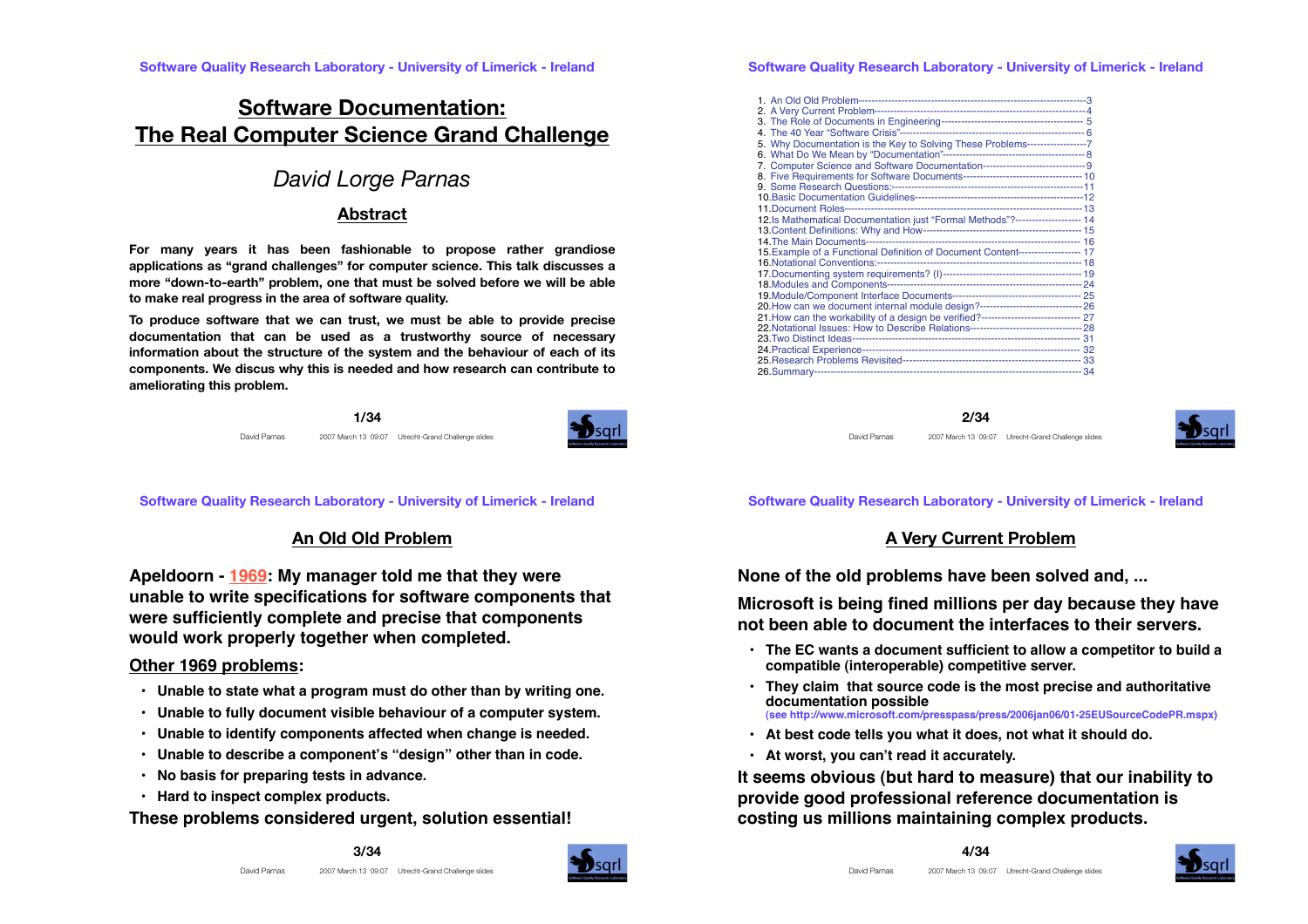# Software Documentation: The Real Computer Science Grand Challenge

*David Lorge Parnas*

## Abstract

**For many years it has been fashionable to propose rather grandiose applications as "grand challenges" for computer science. This talk discusses a more "down-to-earth" problem, one that must be solved before we will be able to make real progress in the area of software quality.**

**To produce software that we can trust, we must be able to provide precise documentation that can be used as a trustworthy source of necessary information about the structure of the system and the behaviour of each of its components. We discus why this is needed and how research can contribute to ameliorating this problem.**

1. An Old Old Problem----------------------------------------------------------------------3
2. A Very Current Problem------------------------------------------------------------------4
3. The Role of Documents in Engineering--------------------------------------------- 5
4. The 40 Year "Software Crisis"--------------------------------------------------------6
5. Why Documentation is the Key to Solving These Problems------------------7
6. What Do We Mean by "Documentation"------------------------------------------8
7. Computer Science and Software Documentation-------------------------------9
8. Five Requirements for Software Documents------------------------------------ 10
9. Some Research Questions:----------------------------------------------------------11
10. Basic Documentation Guidelines---------------------------------------------------12
11. Document Roles------------------------------------------------------------------------13
12. Is Mathematical Documentation just "Formal Methods"?--------------------- 14
13. Content Definitions: Why and How------------------------------------------------ 15
14. The Main Documents------------------------------------------------------------------ 16
15. Example of a Functional Definition of Document Content------------------- 17
16. Notational Conventions:-------------------------------------------------------------- 18
17. Documenting system requirements? (I)------------------------------------------ 19
18. Modules and Components-----------------------------------------------------------24
19. Module/Component Interface Documents--------------------------------------- 25
20. How can we document internal module design?-------------------------------26
21. How can the workability of a design be verified?------------------------------ 27
22. Notational Issues: How to Describe Relations----------------------------------28
23. Two Distinct Ideas---------------------------------------------------------------------- 31
24. Practical Experience-------------------------------------------------------------------- 32
25. Research Problems Revisited-------------------------------------------------------- 33
26. Summary---------------------------------------------------------------------------------34

## An Old Old Problem

**Apeldoorn - 1969: My manager told me that they were unable to write specifications for software components that were sufficiently complete and precise that components would work properly together when completed.**

**Other 1969 problems:**

- **Unable to state what a program must do other than by writing one.**
- **Unable to fully document visible behaviour of a computer system.**
- **Unable to identify components affected when change is needed.**
- **Unable to describe a component's "design" other than in code.**
- **No basis for preparing tests in advance.**
- **Hard to inspect complex products.**

**These problems considered urgent, solution essential!**

## A Very Current Problem

**None of the old problems have been solved and, ...**

**Microsoft is being fined millions per day because they have not been able to document the interfaces to their servers.**

- **The EC wants a document sufficient to allow a competitor to build a compatible (interoperable) competitive server.**
- **They claim that source code is the most precise and authoritative documentation possible**
  **(see http://www.microsoft.com/presspass/press/2006jan06/01-25EUSourceCodePR.mspx)**
- **At best code tells you what it does, not what it should do.**
- **At worst, you can't read it accurately.**

**It seems obvious (but hard to measure) that our inability to provide good professional reference documentation is costing us millions maintaining complex products.**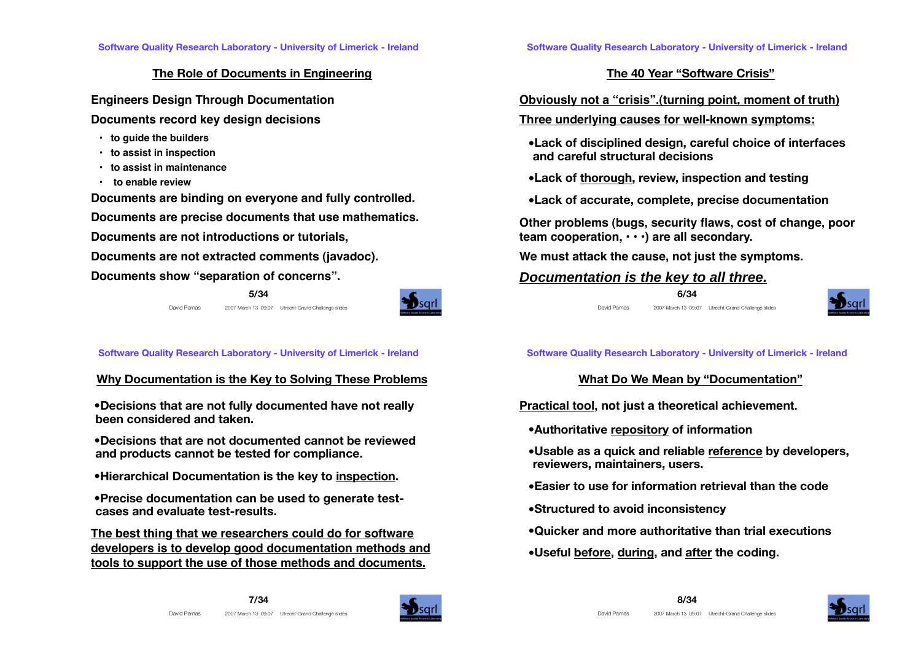## The Role of Documents in Engineering

**Engineers Design Through Documentation**

**Documents record key design decisions**

- **to guide the builders**
- **to assist in inspection**
- **to assist in maintenance**
- **to enable review**

**Documents are binding on everyone and fully controlled.**

**Documents are precise documents that use mathematics.**

**Documents are not introductions or tutorials,**

**Documents are not extracted comments (javadoc).**

**Documents show "separation of concerns".**

## The 40 Year "Software Crisis"

**Obviously not a "crisis".(turning point, moment of truth)**

**Three underlying causes for well-known symptoms:**

- **Lack of disciplined design, careful choice of interfaces and careful structural decisions**
- **Lack of thorough, review, inspection and testing**
- **Lack of accurate, complete, precise documentation**

**Other problems (bugs, security flaws, cost of change, poor team cooperation, • • •) are all secondary.**

**We must attack the cause, not just the symptoms.**

***Documentation is the key to all three.***

## Why Documentation is the Key to Solving These Problems

- **Decisions that are not fully documented have not really been considered and taken.**
- **Decisions that are not documented cannot be reviewed and products cannot be tested for compliance.**
- **Hierarchical Documentation is the key to inspection.**
- **Precise documentation can be used to generate test-cases and evaluate test-results.**

**The best thing that we researchers could do for software developers is to develop good documentation methods and tools to support the use of those methods and documents.**

## What Do We Mean by "Documentation"

**Practical tool, not just a theoretical achievement.**

- **Authoritative repository of information**
- **Usable as a quick and reliable reference by developers, reviewers, maintainers, users.**
- **Easier to use for information retrieval than the code**
- **Structured to avoid inconsistency**
- **Quicker and more authoritative than trial executions**
- **Useful before, during, and after the coding.**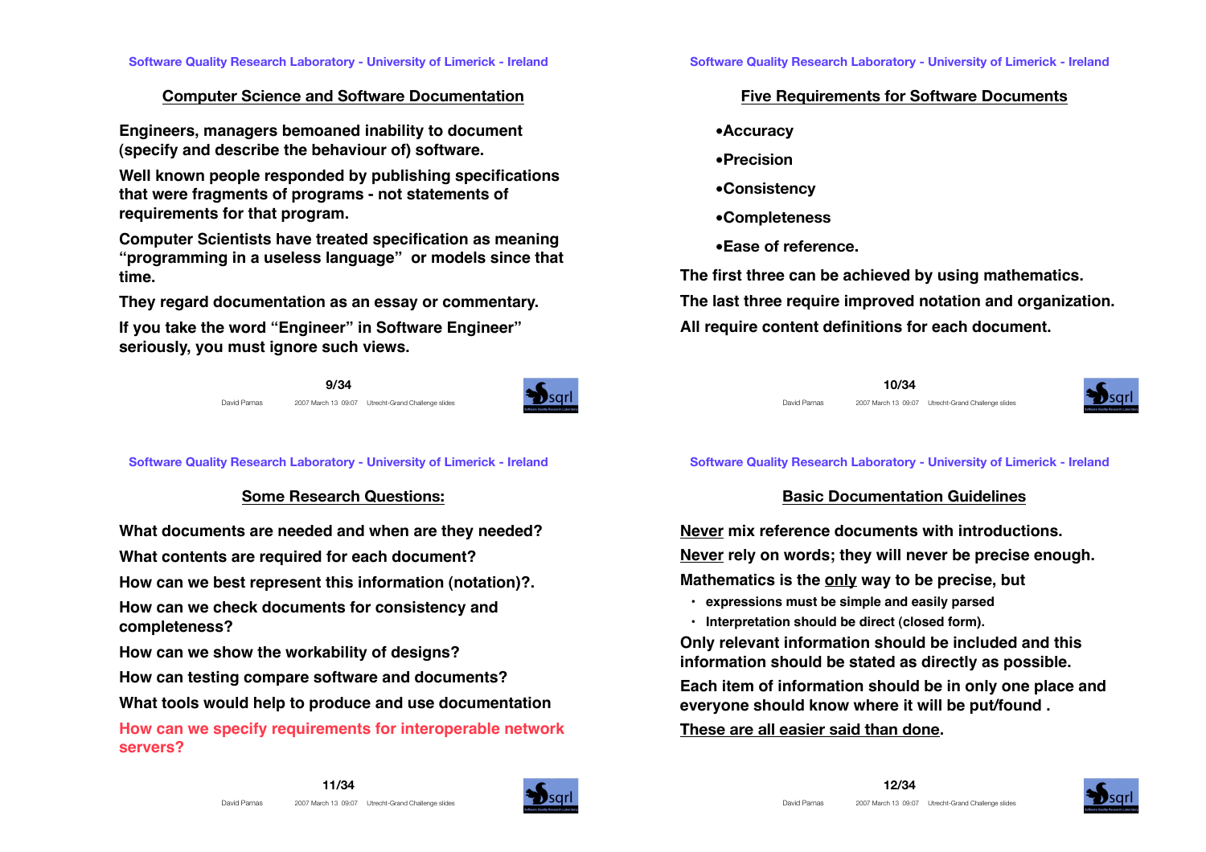## Computer Science and Software Documentation

**Engineers, managers bemoaned inability to document (specify and describe the behaviour of) software.**

**Well known people responded by publishing specifications that were fragments of programs - not statements of requirements for that program.**

**Computer Scientists have treated specification as meaning "programming in a useless language" or models since that time.**

**They regard documentation as an essay or commentary.**

**If you take the word "Engineer" in Software Engineer" seriously, you must ignore such views.**

## Five Requirements for Software Documents

- **Accuracy**
- **Precision**
- **Consistency**
- **Completeness**
- **Ease of reference.**

**The first three can be achieved by using mathematics.**

**The last three require improved notation and organization.**

**All require content definitions for each document.**

## Some Research Questions:

**What documents are needed and when are they needed?**

**What contents are required for each document?**

**How can we best represent this information (notation)?.**

**How can we check documents for consistency and completeness?**

**How can we show the workability of designs?**

**How can testing compare software and documents?**

**What tools would help to produce and use documentation**

**How can we specify requirements for interoperable network servers?**

## Basic Documentation Guidelines

**Never mix reference documents with introductions.**

**Never rely on words; they will never be precise enough.**

**Mathematics is the only way to be precise, but**

- **expressions must be simple and easily parsed**
- **Interpretation should be direct (closed form).**

**Only relevant information should be included and this information should be stated as directly as possible.**

**Each item of information should be in only one place and everyone should know where it will be put/found .**

**These are all easier said than done.**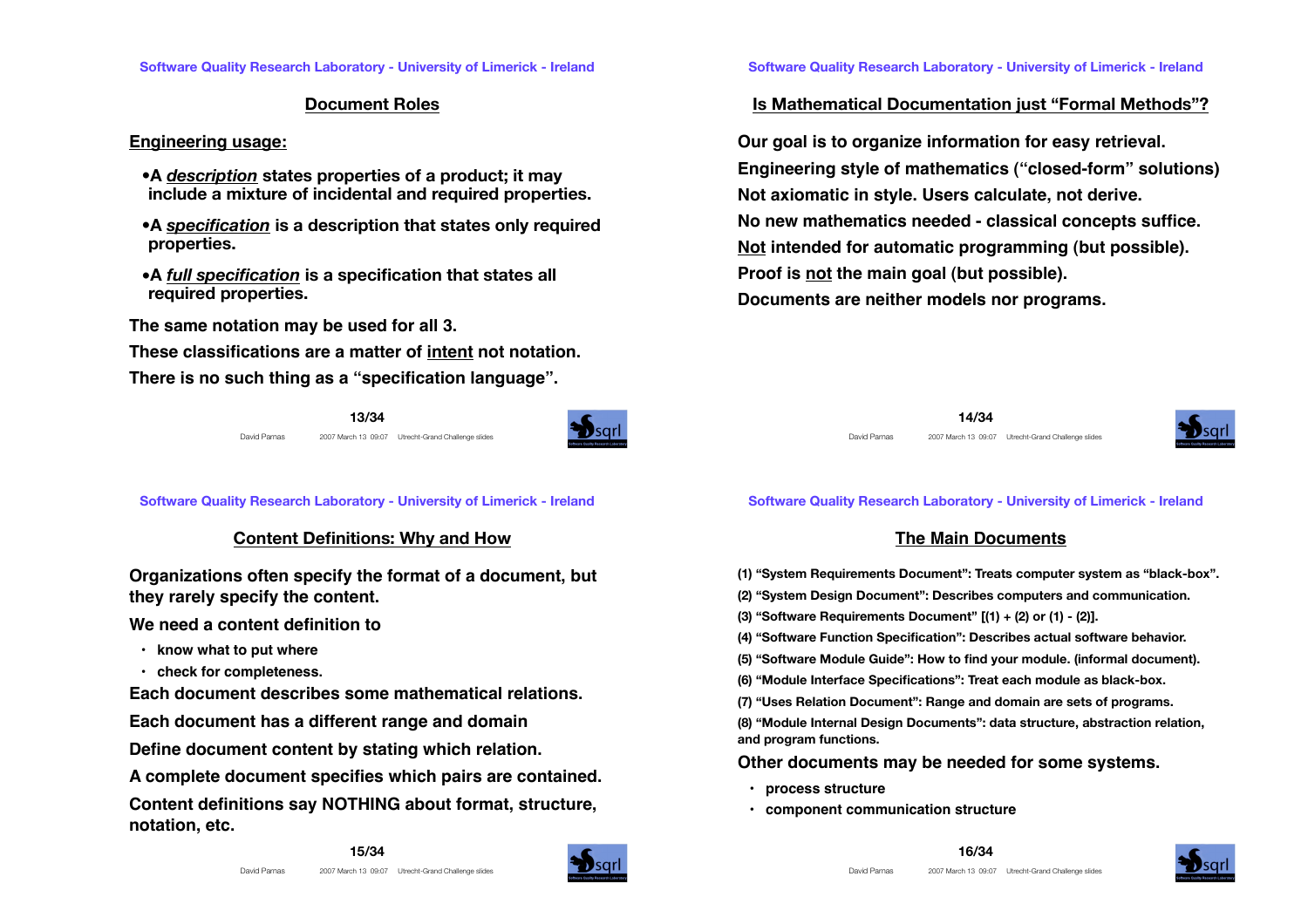## Document Roles

**Engineering usage:**

- A ***description*** states properties of a product; it may include a mixture of incidental and required properties.
- A ***specification*** is a description that states only required properties.
- A ***full specification*** is a specification that states all required properties.

The same notation may be used for all 3.

These classifications are a matter of intent not notation.

There is no such thing as a "specification language".

## Is Mathematical Documentation just "Formal Methods"?

Our goal is to organize information for easy retrieval.

Engineering style of mathematics ("closed-form" solutions)

Not axiomatic in style. Users calculate, not derive.

No new mathematics needed - classical concepts suffice.

Not intended for automatic programming (but possible).

Proof is not the main goal (but possible).

Documents are neither models nor programs.

## Content Definitions: Why and How

Organizations often specify the format of a document, but they rarely specify the content.

We need a content definition to

- know what to put where
- check for completeness.

Each document describes some mathematical relations.

Each document has a different range and domain

Define document content by stating which relation.

A complete document specifies which pairs are contained.

Content definitions say NOTHING about format, structure, notation, etc.

## The Main Documents

(1) "System Requirements Document": Treats computer system as "black-box".

(2) "System Design Document": Describes computers and communication.

(3) "Software Requirements Document" [(1) + (2) or (1) - (2)].

(4) "Software Function Specification": Describes actual software behavior.

(5) "Software Module Guide": How to find your module. (informal document).

(6) "Module Interface Specifications": Treat each module as black-box.

(7) "Uses Relation Document": Range and domain are sets of programs.

(8) "Module Internal Design Documents": data structure, abstraction relation, and program functions.

Other documents may be needed for some systems.

- process structure
- component communication structure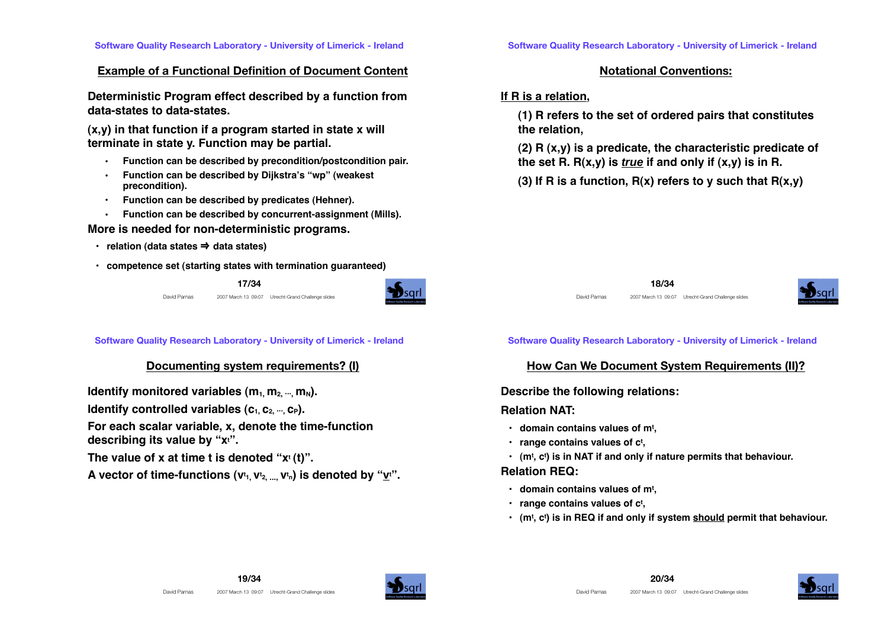## Example of a Functional Definition of Document Content

**Deterministic Program effect described by a function from data-states to data-states.**

**(x,y) in that function if a program started in state x will terminate in state y. Function may be partial.**

- **Function can be described by precondition/postcondition pair.**
- **Function can be described by Dijkstra's "wp" (weakest precondition).**
- **Function can be described by predicates (Hehner).**
- **Function can be described by concurrent-assignment (Mills).**

**More is needed for non-deterministic programs.**

- **relation (data states ⇒ data states)**
- **competence set (starting states with termination guaranteed)**

## Notational Conventions:

**<u>If R is a relation,</u>**

**(1) R refers to the set of ordered pairs that constitutes the relation,**

**(2) R (x,y) is a predicate, the characteristic predicate of the set R. R(x,y) is *<u>true</u>* if and only if (x,y) is in R.**

**(3) If R is a function, R(x) refers to y such that R(x,y)**

## Documenting system requirements? (I)

**Identify monitored variables ($m_1, m_2, ..., m_N$).**

**Identify controlled variables ($c_1, c_2, ..., c_P$).**

**For each scalar variable, x, denote the time-function describing its value by "$x^t$".**

**The value of x at time t is denoted "$x^t(t)$".**

**A vector of time-functions ($v^t_1, v^t_2, ..., v^t_n$) is denoted by "$\underline{v}^t$".**

## How Can We Document System Requirements (II)?

**Describe the following relations:**

**Relation NAT:**

- **domain contains values of $m^t$,**
- **range contains values of $c^t$,**
- **($m^t$, $c^t$) is in NAT if and only if nature permits that behaviour.**

**Relation REQ:**

- **domain contains values of $m^t$,**
- **range contains values of $c^t$,**
- **($m^t$, $c^t$) is in REQ if and only if system <u>should</u> permit that behaviour.**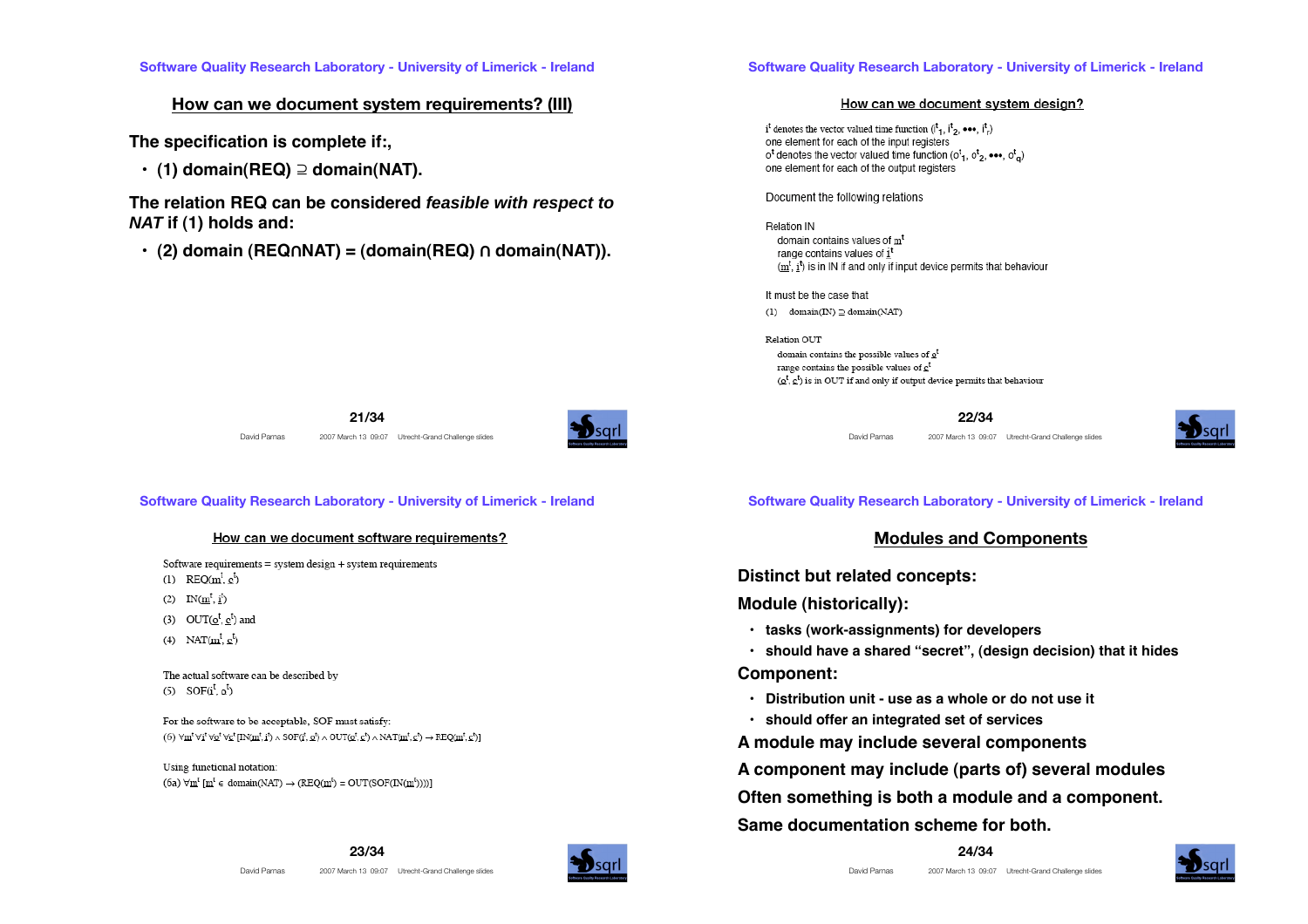## How can we document system requirements? (III)

**The specification is complete if:,**

- **(1) domain(REQ) ⊇ domain(NAT).**

**The relation REQ can be considered *feasible with respect to NAT* if (1) holds and:**

- **(2) domain (REQ∩NAT) = (domain(REQ) ∩ domain(NAT)).**

## How can we document system design?

$\underline{i}^t$ denotes the vector valued time function $(i^t_1, i^t_2, \bullet\bullet\bullet, i^t_r)$ one element for each of the input registers

$\underline{o}^t$ denotes the vector valued time function $(o^t_1, o^t_2, \bullet\bullet\bullet, o^t_q)$ one element for each of the output registers

Document the following relations

Relation IN

- domain contains values of $\underline{m}^t$
- range contains values of $\underline{i}^t$
- $(\underline{m}^t, \underline{i}^t)$ is in IN if and only if input device permits that behaviour

It must be the case that

(1) domain(IN) ⊇ domain(NAT)

Relation OUT

- domain contains the possible values of $\underline{o}^t$
- range contains the possible values of $\underline{c}^t$
- $(\underline{o}^t, \underline{c}^t)$ is in OUT if and only if output device permits that behaviour

## How can we document software requirements?

Software requirements = system design + system requirements

(1) $REQ(\underline{m}^t, \underline{c}^t)$

(2) $IN(\underline{m}^t, \underline{i}^t)$

(3) $OUT(\underline{o}^t, \underline{c}^t)$ and

(4) $NAT(\underline{m}^t, \underline{c}^t)$

The actual software can be described by

(5) $SOF(\underline{i}^t, \underline{o}^t)$

For the software to be acceptable, SOF must satisfy:

(6) $\forall \underline{m}^t \forall \underline{i}^t \forall \underline{o}^t \forall \underline{c}^t [IN(\underline{m}^t, \underline{i}^t) \wedge SOF(\underline{i}^t, \underline{o}^t) \wedge OUT(\underline{o}^t, \underline{c}^t) \wedge NAT(\underline{m}^t, \underline{c}^t) \rightarrow REQ(\underline{m}^t, \underline{c}^t)]$

Using functional notation:

(6a) $\forall \underline{m}^t [\underline{m}^t \in domain(NAT) \rightarrow (REQ(\underline{m}^t) = OUT(SOF(IN(\underline{m}^t))))]$

## Modules and Components

**Distinct but related concepts:**

**Module (historically):**

- **tasks (work-assignments) for developers**
- **should have a shared "secret", (design decision) that it hides**

**Component:**

- **Distribution unit - use as a whole or do not use it**
- **should offer an integrated set of services**

**A module may include several components**

**A component may include (parts of) several modules**

**Often something is both a module and a component.**

**Same documentation scheme for both.**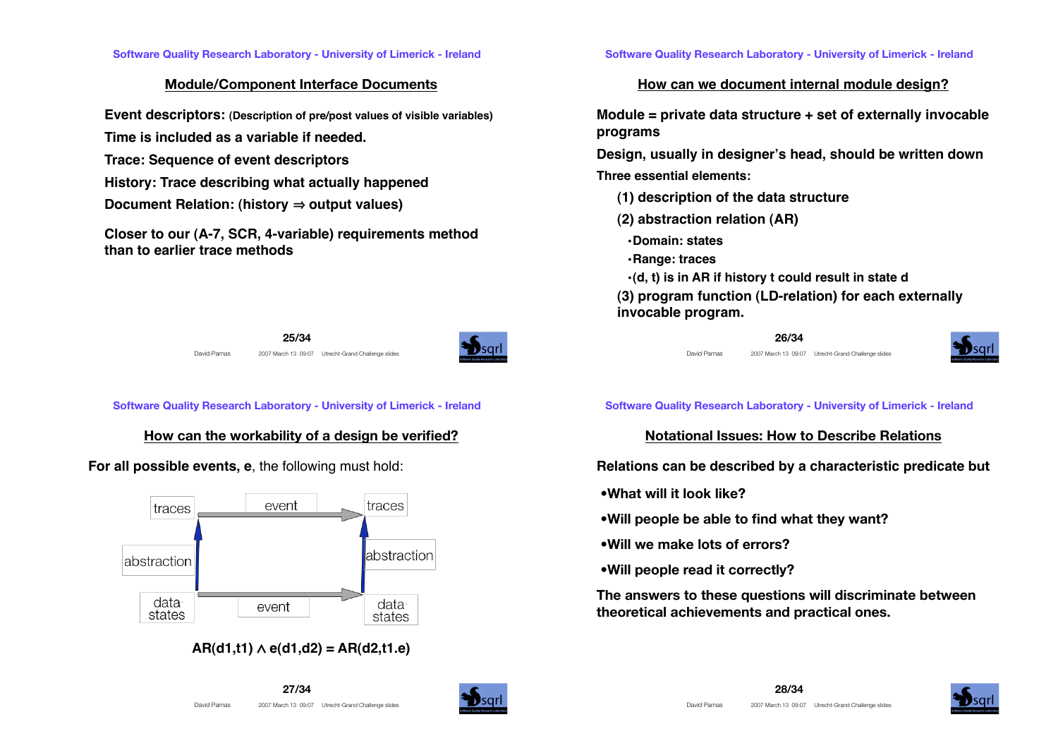## Module/Component Interface Documents

**Event descriptors:** **(Description of pre/post values of visible variables)**

**Time is included as a variable if needed.**

**Trace: Sequence of event descriptors**

**History: Trace describing what actually happened**

**Document Relation: (history ⇒ output values)**

**Closer to our (A-7, SCR, 4-variable) requirements method than to earlier trace methods**

## How can we document internal module design?

**Module = private data structure + set of externally invocable programs**

**Design, usually in designer's head, should be written down**

**Three essential elements:**

- **(1) description of the data structure**
- **(2) abstraction relation (AR)**
  - **Domain: states**
  - **Range: traces**
  - **(d, t) is in AR if history t could result in state d**
- **(3) program function (LD-relation) for each externally invocable program.**

## How can the workability of a design be verified?

**For all possible events, e**, the following must hold:

traces → event → traces

abstraction ↑ ... ↑ abstraction

data states → event → data states

$$AR(d1,t1) \wedge e(d1,d2) = AR(d2,t1.e)$$

## Notational Issues: How to Describe Relations

**Relations can be described by a characteristic predicate but**

- **What will it look like?**
- **Will people be able to find what they want?**
- **Will we make lots of errors?**
- **Will people read it correctly?**

**The answers to these questions will discriminate between theoretical achievements and practical ones.**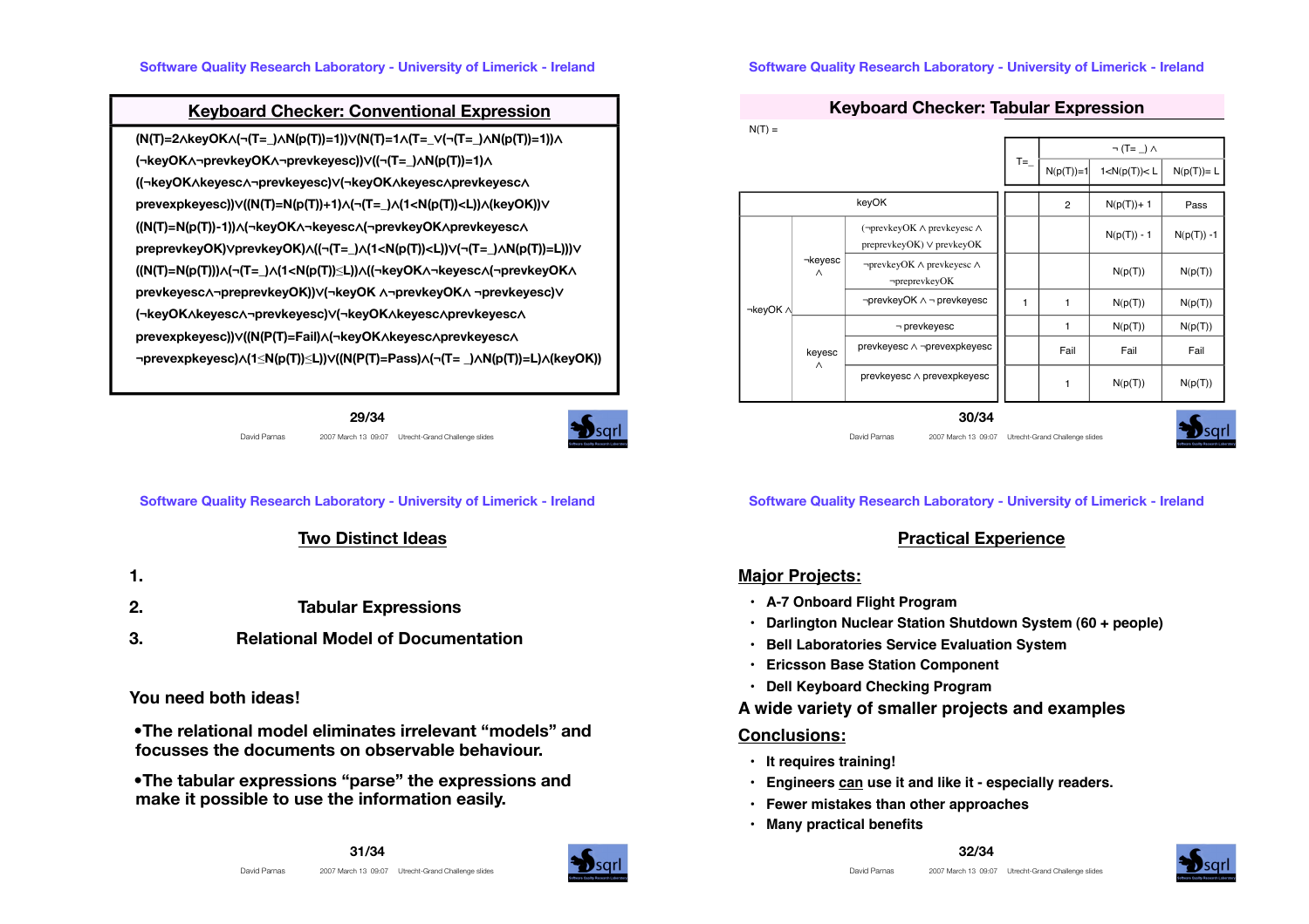## Keyboard Checker: Conventional Expression

$$
\begin{aligned}
&(N(T)=2\wedge keyOK\wedge(\neg(T=\_)\wedge N(p(T))=1))\vee(N(T)=1\wedge(T=\_\vee(\neg(T=\_)\wedge N(p(T))=1))\wedge\\
&(\neg keyOK\wedge\neg prevkeyOK\wedge\neg prevkeyesc))\vee((\neg(T=\_)\wedge N(p(T))=1)\wedge\\
&((\neg keyOK\wedge keyesc\wedge\neg prevkeyesc)\vee(\neg keyOK\wedge keyesc\wedge prevkeyesc\wedge\\
&prevexpkeyesc))\vee((N(T)=N(p(T))+1)\wedge(\neg(T=\_)\wedge(1<N(p(T))<L))\wedge(keyOK))\vee\\
&((N(T)=N(p(T))-1))\wedge(\neg keyOK\wedge\neg keyesc\wedge(\neg prevkeyOK\wedge prevkeyesc\wedge\\
&preprevkeyOK)\vee prevkeyOK)\wedge((\neg(T=\_)\wedge(1<N(p(T))<L))\vee(\neg(T=\_)\wedge N(p(T))=L)))\vee\\
&((N(T)=N(p(T)))\wedge(\neg(T=\_)\wedge(1<N(p(T))\leq L))\wedge((\neg keyOK\wedge\neg keyesc\wedge(\neg prevkeyOK\wedge\\
&prevkeyesc\wedge\neg preprevkeyOK))\vee(\neg keyOK\wedge\neg prevkeyOK\wedge\neg prevkeyesc)\vee\\
&(\neg keyOK\wedge keyesc\wedge\neg prevkeyesc)\vee(\neg keyOK\wedge keyesc\wedge prevkeyesc\wedge\\
&prevexpkeyesc))\vee((N(P(T))=Fail)\wedge(\neg keyOK\wedge keyesc\wedge prevkeyesc\wedge\\
&\neg prevexpkeyesc)\wedge(1\leq N(p(T))\leq L))\vee((N(P(T))=Pass)\wedge(\neg(T=\_)\wedge N(p(T))=L)\wedge(keyOK))
\end{aligned}
$$

## Keyboard Checker: Tabular Expression

$N(T) =$

| | | | $T=\_$ | $\neg(T=\_)\wedge$ | | |
|---|---|---|---|---|---|---|
| | | | | $N(p(T))=1$ | $1<N(p(T))<L$ | $N(p(T))=L$ |
| keyOK | | | | 2 | $N(p(T))+1$ | Pass |
| $\neg keyOK\wedge$ | $\neg keyesc\wedge$ | $(\neg prevkeyOK\wedge prevkeyesc\wedge preprevkeyOK)\vee prevkeyOK$ | | | $N(p(T))-1$ | $N(p(T))-1$ |
| | | $\neg prevkeyOK\wedge prevkeyesc\wedge\neg preprevkeyOK$ | | | $N(p(T))$ | $N(p(T))$ |
| | | $\neg prevkeyOK\wedge\neg prevkeyesc$ | 1 | 1 | $N(p(T))$ | $N(p(T))$ |
| | $keyesc\wedge$ | $\neg prevkeyesc$ | | 1 | $N(p(T))$ | $N(p(T))$ |
| | | $prevkeyesc\wedge\neg prevexpkeyesc$ | | Fail | Fail | Fail |
| | | $prevkeyesc\wedge prevexpkeyesc$ | | 1 | $N(p(T))$ | $N(p(T))$ |

## Two Distinct Ideas

1. 
2. Tabular Expressions
3. Relational Model of Documentation

You need both ideas!

- The relational model eliminates irrelevant "models" and focusses the documents on observable behaviour.
- The tabular expressions "parse" the expressions and make it possible to use the information easily.

## Practical Experience

**Major Projects:**

- A-7 Onboard Flight Program
- Darlington Nuclear Station Shutdown System (60 + people)
- Bell Laboratories Service Evaluation System
- Ericsson Base Station Component
- Dell Keyboard Checking Program

**A wide variety of smaller projects and examples**

**Conclusions:**

- It requires training!
- Engineers can use it and like it - especially readers.
- Fewer mistakes than other approaches
- Many practical benefits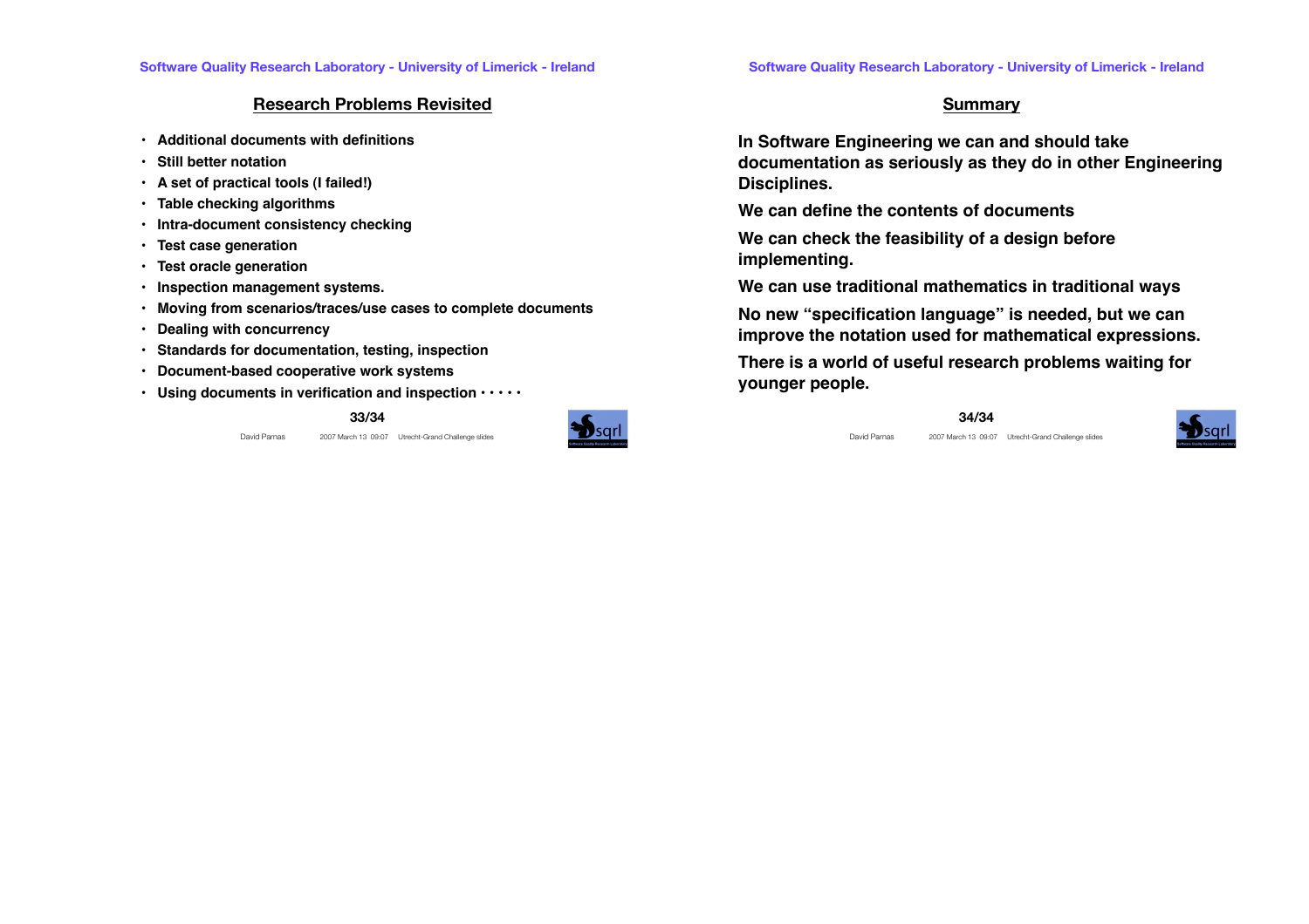## Research Problems Revisited

- Additional documents with definitions
- Still better notation
- A set of practical tools (I failed!)
- Table checking algorithms
- Intra-document consistency checking
- Test case generation
- Test oracle generation
- Inspection management systems.
- Moving from scenarios/traces/use cases to complete documents
- Dealing with concurrency
- Standards for documentation, testing, inspection
- Document-based cooperative work systems
- Using documents in verification and inspection • • • • •

## Summary

In Software Engineering we can and should take documentation as seriously as they do in other Engineering Disciplines.

We can define the contents of documents

We can check the feasibility of a design before implementing.

We can use traditional mathematics in traditional ways

No new "specification language" is needed, but we can improve the notation used for mathematical expressions.

There is a world of useful research problems waiting for younger people.